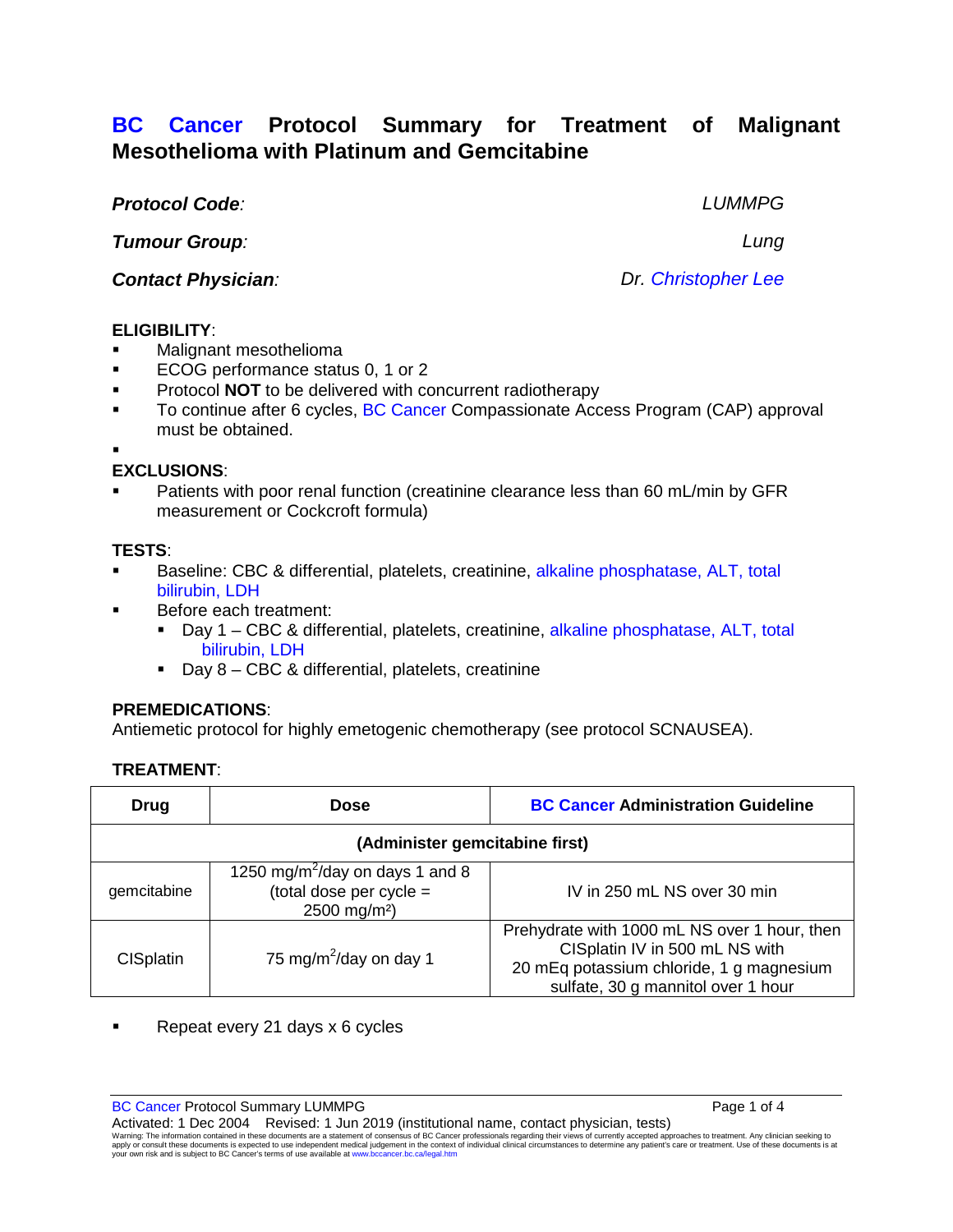# BC Cancer Protocol Summary for Treatment of Malignant Mesothelioma with Platinum and Gemcitabine

***Protocol Code:*** *LUMMPG*

***Tumour Group:*** *Lung*

***Contact Physician:*** *Dr. Christopher Lee*

**ELIGIBILITY**:

- Malignant mesothelioma
- ECOG performance status 0, 1 or 2
- Protocol **NOT** to be delivered with concurrent radiotherapy
- To continue after 6 cycles, BC Cancer Compassionate Access Program (CAP) approval must be obtained.

**EXCLUSIONS**:

- Patients with poor renal function (creatinine clearance less than 60 mL/min by GFR measurement or Cockcroft formula)

**TESTS**:

- Baseline: CBC & differential, platelets, creatinine, alkaline phosphatase, ALT, total bilirubin, LDH
- Before each treatment:
  - Day 1 – CBC & differential, platelets, creatinine, alkaline phosphatase, ALT, total bilirubin, LDH
  - Day 8 – CBC & differential, platelets, creatinine

**PREMEDICATIONS**:

Antiemetic protocol for highly emetogenic chemotherapy (see protocol SCNAUSEA).

**TREATMENT**:

| Drug | Dose | BC Cancer Administration Guideline |
|---|---|---|
| **(Administer gemcitabine first)** | | |
| gemcitabine | 1250 mg/m$^2$/day on days 1 and 8 (total dose per cycle = 2500 mg/m$^2$) | IV in 250 mL NS over 30 min |
| CISplatin | 75 mg/m$^2$/day on day 1 | Prehydrate with 1000 mL NS over 1 hour, then CISplatin IV in 500 mL NS with 20 mEq potassium chloride, 1 g magnesium sulfate, 30 g mannitol over 1 hour |

- Repeat every 21 days x 6 cycles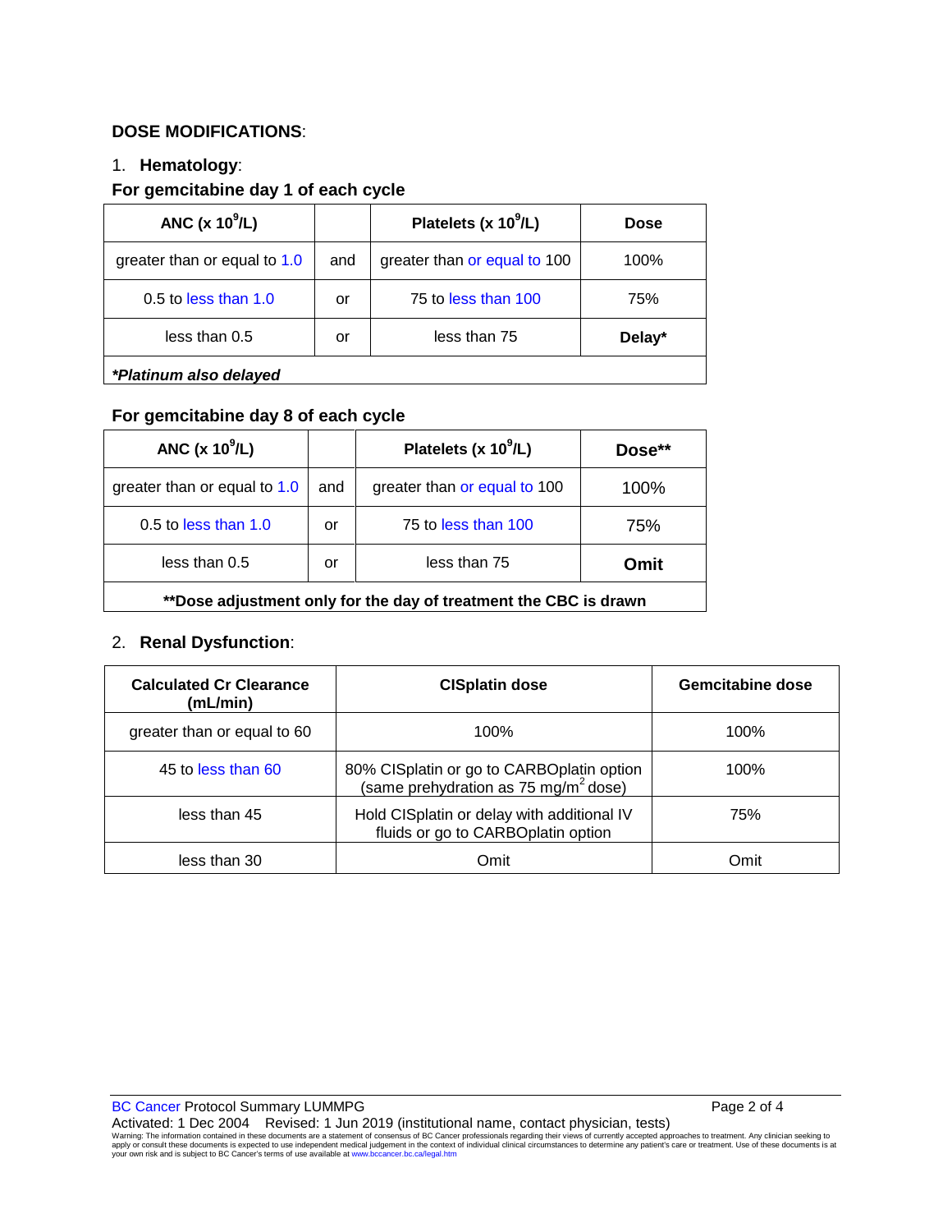## DOSE MODIFICATIONS:

1. **Hematology**:

### For gemcitabine day 1 of each cycle

| ANC ($x 10^9/L$) | | Platelets ($x 10^9/L$) | Dose |
|---|---|---|---|
| greater than or equal to 1.0 | and | greater than or equal to 100 | 100% |
| 0.5 to less than 1.0 | or | 75 to less than 100 | 75% |
| less than 0.5 | or | less than 75 | **Delay*** |
| ***Platinum also delayed** | | | |

### For gemcitabine day 8 of each cycle

| ANC ($x 10^9/L$) | | Platelets ($x 10^9/L$) | Dose** |
|---|---|---|---|
| greater than or equal to 1.0 | and | greater than or equal to 100 | 100% |
| 0.5 to less than 1.0 | or | 75 to less than 100 | 75% |
| less than 0.5 | or | less than 75 | **Omit** |
| ****Dose adjustment only for the day of treatment the CBC is drawn** | | | |

2. **Renal Dysfunction**:

| Calculated Cr Clearance (mL/min) | CISplatin dose | Gemcitabine dose |
|---|---|---|
| greater than or equal to 60 | 100% | 100% |
| 45 to less than 60 | 80% CISplatin or go to CARBOplatin option (same prehydration as 75 mg/m$^2$ dose) | 100% |
| less than 45 | Hold CISplatin or delay with additional IV fluids or go to CARBOplatin option | 75% |
| less than 30 | Omit | Omit |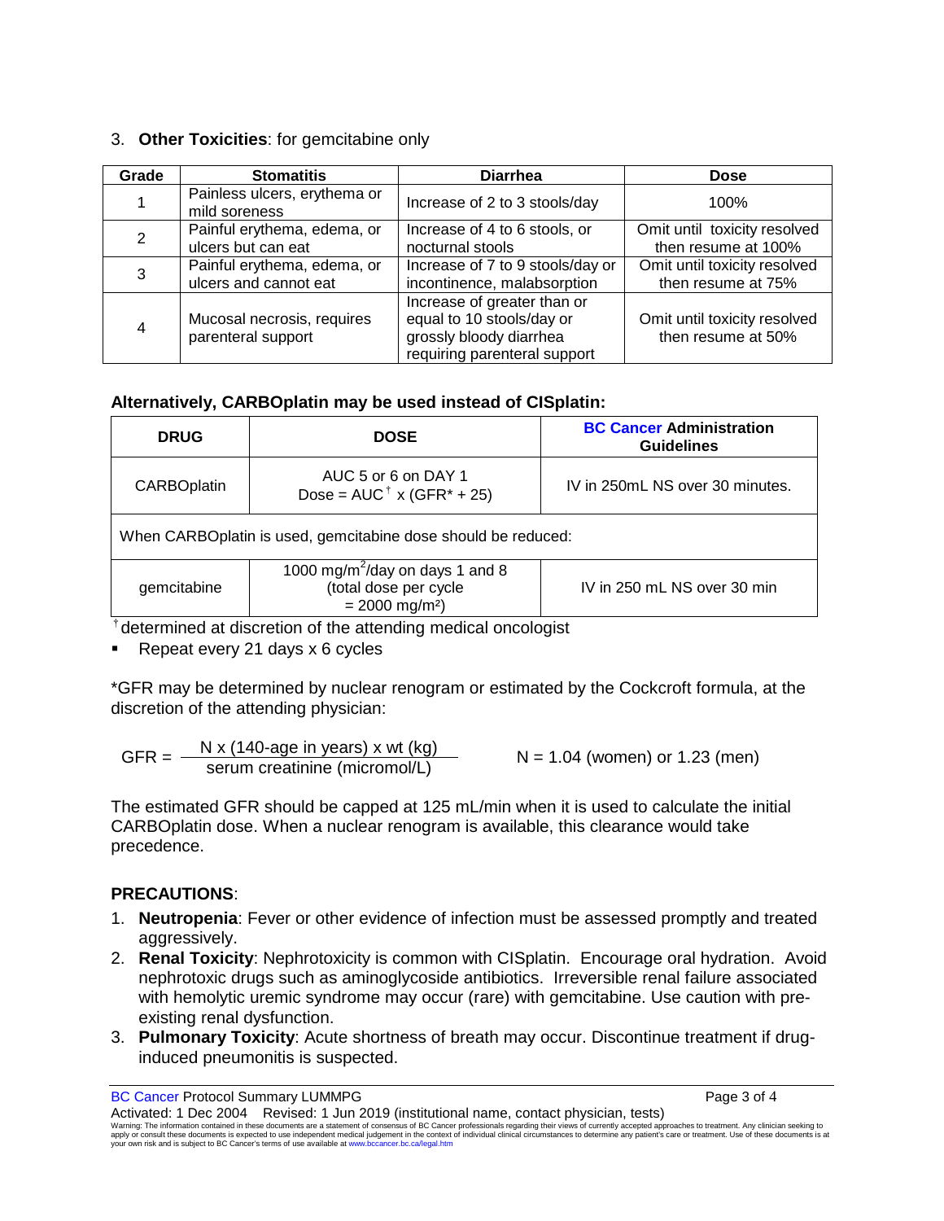3. **Other Toxicities**: for gemcitabine only

| Grade | Stomatitis | Diarrhea | Dose |
|---|---|---|---|
| 1 | Painless ulcers, erythema or mild soreness | Increase of 2 to 3 stools/day | 100% |
| 2 | Painful erythema, edema, or ulcers but can eat | Increase of 4 to 6 stools, or nocturnal stools | Omit until toxicity resolved then resume at 100% |
| 3 | Painful erythema, edema, or ulcers and cannot eat | Increase of 7 to 9 stools/day or incontinence, malabsorption | Omit until toxicity resolved then resume at 75% |
| 4 | Mucosal necrosis, requires parenteral support | Increase of greater than or equal to 10 stools/day or grossly bloody diarrhea requiring parenteral support | Omit until toxicity resolved then resume at 50% |

**Alternatively, CARBOplatin may be used instead of CISplatin:**

| DRUG | DOSE | BC Cancer Administration Guidelines |
|---|---|---|
| CARBOplatin | AUC 5 or 6 on DAY 1<br>Dose = AUC† x (GFR* + 25) | IV in 250mL NS over 30 minutes. |
| When CARBOplatin is used, gemcitabine dose should be reduced: | | |
| gemcitabine | 1000 mg/m²/day on days 1 and 8<br>(total dose per cycle<br>= 2000 mg/m²) | IV in 250 mL NS over 30 min |

† determined at discretion of the attending medical oncologist

- Repeat every 21 days x 6 cycles

*GFR may be determined by nuclear renogram or estimated by the Cockcroft formula, at the discretion of the attending physician:

$$GFR = \frac{N \times (140\text{-age in years}) \times \text{wt (kg)}}{\text{serum creatinine (micromol/L)}} \qquad N = 1.04 \text{ (women) or } 1.23 \text{ (men)}$$

The estimated GFR should be capped at 125 mL/min when it is used to calculate the initial CARBOplatin dose. When a nuclear renogram is available, this clearance would take precedence.

**PRECAUTIONS**:

1. **Neutropenia**: Fever or other evidence of infection must be assessed promptly and treated aggressively.
2. **Renal Toxicity**: Nephrotoxicity is common with CISplatin. Encourage oral hydration. Avoid nephrotoxic drugs such as aminoglycoside antibiotics. Irreversible renal failure associated with hemolytic uremic syndrome may occur (rare) with gemcitabine. Use caution with pre-existing renal dysfunction.
3. **Pulmonary Toxicity**: Acute shortness of breath may occur. Discontinue treatment if drug-induced pneumonitis is suspected.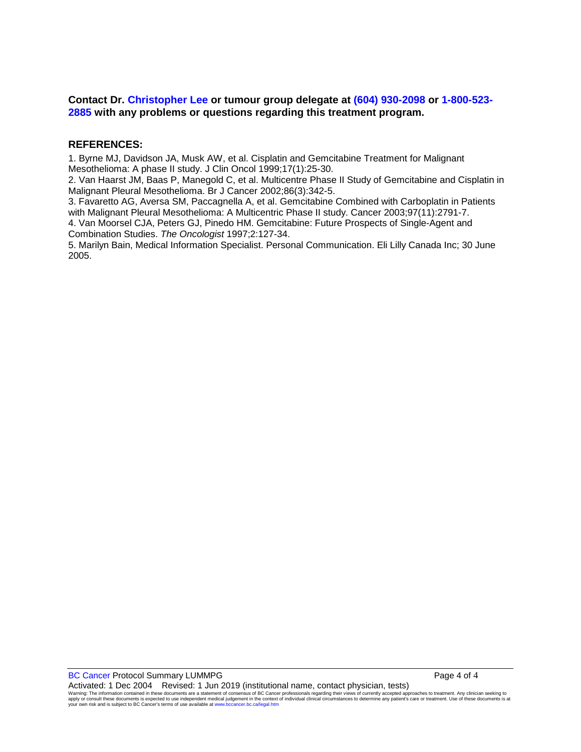**Contact Dr. Christopher Lee or tumour group delegate at (604) 930-2098 or 1-800-523-2885 with any problems or questions regarding this treatment program.**

## REFERENCES:

1. Byrne MJ, Davidson JA, Musk AW, et al. Cisplatin and Gemcitabine Treatment for Malignant Mesothelioma: A phase II study. J Clin Oncol 1999;17(1):25-30.
2. Van Haarst JM, Baas P, Manegold C, et al. Multicentre Phase II Study of Gemcitabine and Cisplatin in Malignant Pleural Mesothelioma. Br J Cancer 2002;86(3):342-5.
3. Favaretto AG, Aversa SM, Paccagnella A, et al. Gemcitabine Combined with Carboplatin in Patients with Malignant Pleural Mesothelioma: A Multicentric Phase II study. Cancer 2003;97(11):2791-7.
4. Van Moorsel CJA, Peters GJ, Pinedo HM. Gemcitabine: Future Prospects of Single-Agent and Combination Studies. *The Oncologist* 1997;2:127-34.
5. Marilyn Bain, Medical Information Specialist. Personal Communication. Eli Lilly Canada Inc; 30 June 2005.